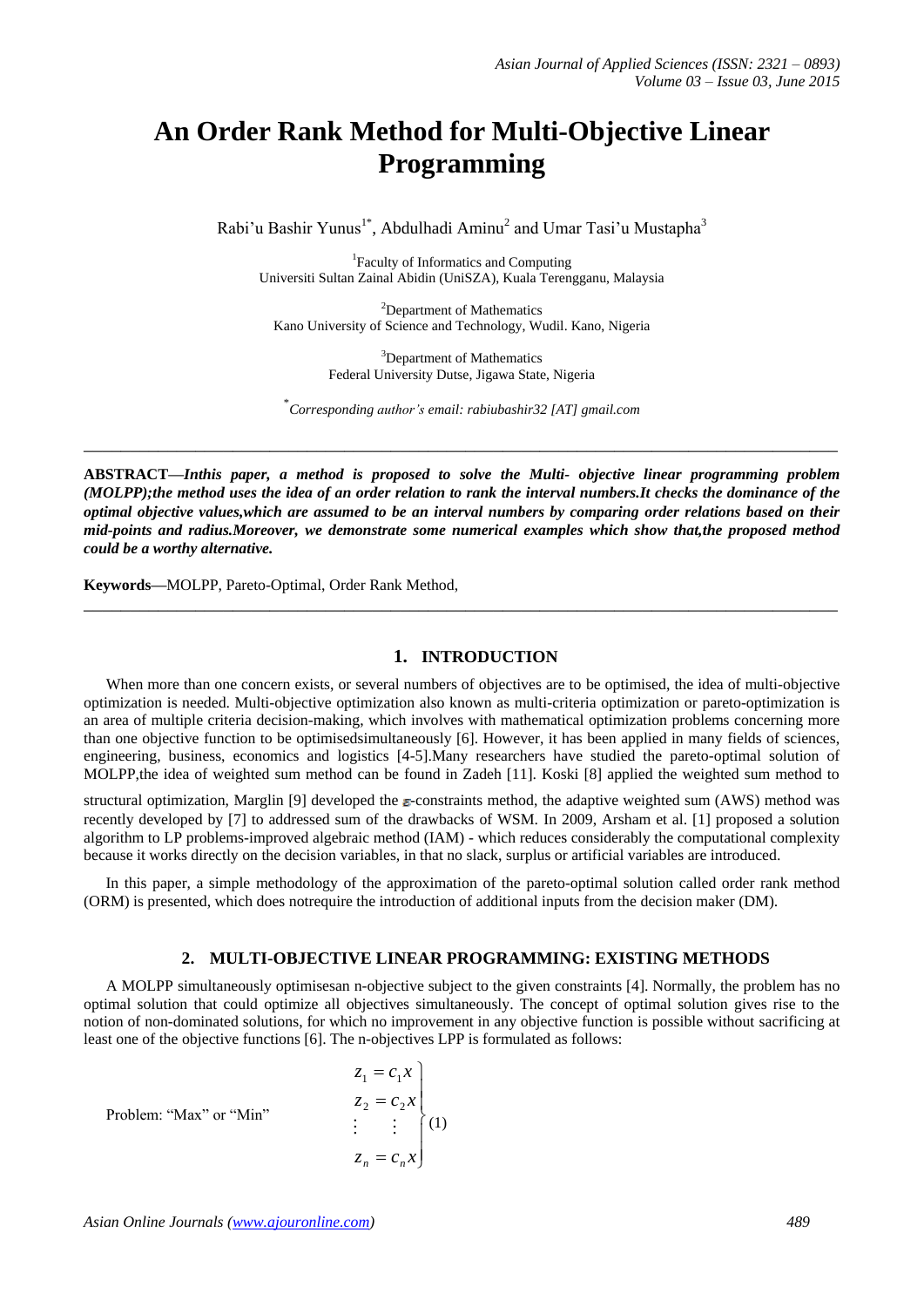# An Order Rank Method for Multi-Objective Linear Programming

Rabi'u Bashir Yunus[1*], Abdulhadi Aminu[2] and Umar Tasi'u Mustapha[3]

[1]Faculty of Informatics and Computing
Universiti Sultan Zainal Abidin (UniSZA), Kuala Terengganu, Malaysia

[2]Department of Mathematics
Kano University of Science and Technology, Wudil. Kano, Nigeria

[3]Department of Mathematics
Federal University Dutse, Jigawa State, Nigeria

[*]*Corresponding author's email: rabiubashir32 [AT] gmail.com*

---

**ABSTRACT—*Inthis paper, a method is proposed to solve the Multi- objective linear programming problem (MOLPP);the method uses the idea of an order relation to rank the interval numbers.It checks the dominance of the optimal objective values,which are assumed to be an interval numbers by comparing order relations based on their mid-points and radius.Moreover, we demonstrate some numerical examples which show that,the proposed method could be a worthy alternative.***

**Keywords—**MOLPP, Pareto-Optimal, Order Rank Method,

---

## 1. INTRODUCTION

When more than one concern exists, or several numbers of objectives are to be optimised, the idea of multi-objective optimization is needed. Multi-objective optimization also known as multi-criteria optimization or pareto-optimization is an area of multiple criteria decision-making, which involves with mathematical optimization problems concerning more than one objective function to be optimisedsimultaneously [6]. However, it has been applied in many fields of sciences, engineering, business, economics and logistics [4-5].Many researchers have studied the pareto-optimal solution of MOLPP,the idea of weighted sum method can be found in Zadeh [11]. Koski [8] applied the weighted sum method to structural optimization, Marglin [9] developed the $\varepsilon$-constraints method, the adaptive weighted sum (AWS) method was recently developed by [7] to addressed sum of the drawbacks of WSM. In 2009, Arsham et al. [1] proposed a solution algorithm to LP problems-improved algebraic method (IAM) - which reduces considerably the computational complexity because it works directly on the decision variables, in that no slack, surplus or artificial variables are introduced.

In this paper, a simple methodology of the approximation of the pareto-optimal solution called order rank method (ORM) is presented, which does notrequire the introduction of additional inputs from the decision maker (DM).

## 2. MULTI-OBJECTIVE LINEAR PROGRAMMING: EXISTING METHODS

A MOLPP simultaneously optimisesan n-objective subject to the given constraints [4]. Normally, the problem has no optimal solution that could optimize all objectives simultaneously. The concept of optimal solution gives rise to the notion of non-dominated solutions, for which no improvement in any objective function is possible without sacrificing at least one of the objective functions [6]. The n-objectives LPP is formulated as follows:

Problem: "Max" or "Min"

$$\left.\begin{array}{l} z_1 = c_1 x \\ z_2 = c_2 x \\ \vdots \quad\; \vdots \\ z_n = c_n x \end{array}\right\} \quad (1)$$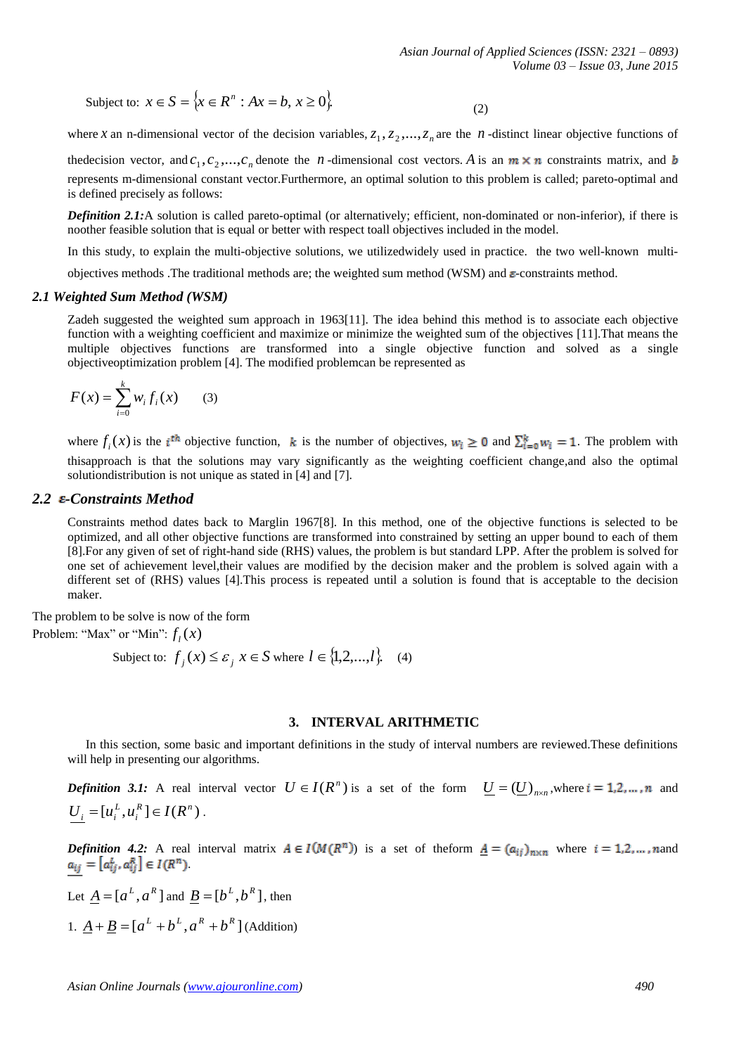Subject to: $x \in S = \{x \in R^n : Ax = b,\ x \geq 0\}$. (2)

where $x$ an n-dimensional vector of the decision variables, $z_1, z_2, \ldots, z_n$ are the $n$-distinct linear objective functions of thedecision vector, and $c_1, c_2, \ldots, c_n$ denote the $n$-dimensional cost vectors. $A$ is an $m \times n$ constraints matrix, and $b$ represents m-dimensional constant vector.Furthermore, an optimal solution to this problem is called; pareto-optimal and is defined precisely as follows:

***Definition 2.1:*** A solution is called pareto-optimal (or alternatively; efficient, non-dominated or non-inferior), if there is noother feasible solution that is equal or better with respect toall objectives included in the model.

In this study, to explain the multi-objective solutions, we utilizedwidely used in practice. the two well-known multi-objectives methods .The traditional methods are; the weighted sum method (WSM) and $\varepsilon$-constraints method.

### *2.1 Weighted Sum Method (WSM)*

Zadeh suggested the weighted sum approach in 1963[11]. The idea behind this method is to associate each objective function with a weighting coefficient and maximize or minimize the weighted sum of the objectives [11].That means the multiple objectives functions are transformed into a single objective function and solved as a single objectiveoptimization problem [4]. The modified problemcan be represented as

$$F(x) = \sum_{i=0}^{k} w_i f_i(x) \qquad (3)$$

where $f_i(x)$ is the $i^{th}$ objective function, $k$ is the number of objectives, $w_i \geq 0$ and $\sum_{i=0}^{k} w_i = 1$. The problem with thisapproach is that the solutions may vary significantly as the weighting coefficient change,and also the optimal solutiondistribution is not unique as stated in [4] and [7].

### *2.2 $\varepsilon$-Constraints Method*

Constraints method dates back to Marglin 1967[8]. In this method, one of the objective functions is selected to be optimized, and all other objective functions are transformed into constrained by setting an upper bound to each of them [8].For any given of set of right-hand side (RHS) values, the problem is but standard LPP. After the problem is solved for one set of achievement level,their values are modified by the decision maker and the problem is solved again with a different set of (RHS) values [4].This process is repeated until a solution is found that is acceptable to the decision maker.

The problem to be solve is now of the form

Problem: "Max" or "Min": $f_l(x)$

Subject to: $f_j(x) \leq \varepsilon_j$ $x \in S$ where $l \in \{1, 2, \ldots, l\}$. (4)

## 3. INTERVAL ARITHMETIC

In this section, some basic and important definitions in the study of interval numbers are reviewed.These definitions will help in presenting our algorithms.

***Definition 3.1:*** A real interval vector $U \in I(R^n)$ is a set of the form $\underline{U} = (\underline{U})_{n \times n}$,where $i = 1, 2, \ldots, n$ and $\underline{U_i} = [u_i^L, u_i^R] \in I(R^n)$.

***Definition 4.2:*** A real interval matrix $A \in I(M(R^n))$ is a set of theform $\underline{A} = (a_{ij})_{n \times n}$ where $i = 1, 2, \ldots, n$and $\underline{a_{ij}} = [a_{ij}^L, a_{ij}^R] \in I(R^n)$.

Let $\underline{A} = [a^L, a^R]$ and $\underline{B} = [b^L, b^R]$, then

1. $\underline{A} + \underline{B} = [a^L + b^L, a^R + b^R]$ (Addition)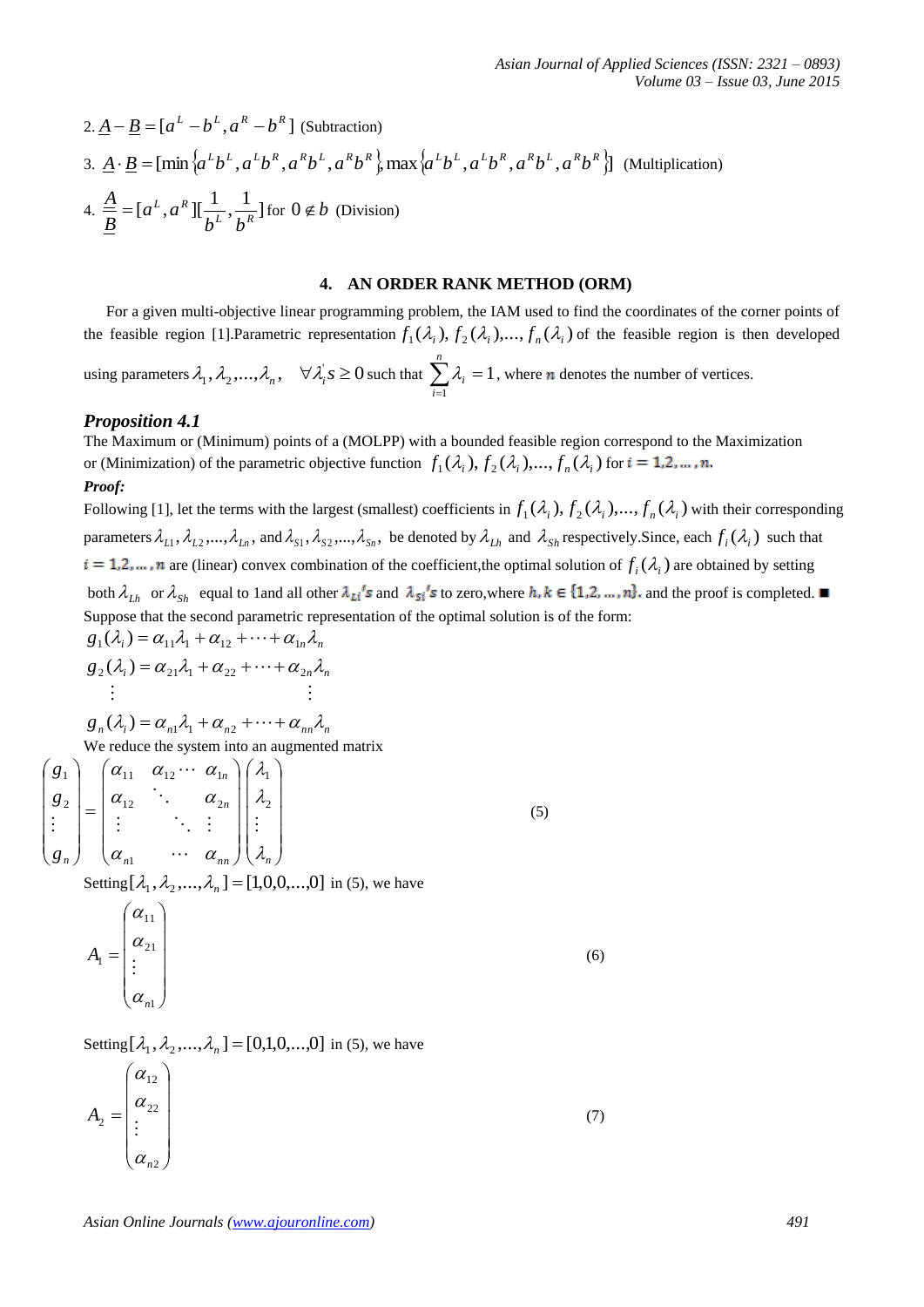2. $\underline{A} - \underline{B} = [a^L - b^L, a^R - b^R]$ (Subtraction)

3. $\underline{A} \cdot \underline{B} = [\min\{a^L b^L, a^L b^R, a^R b^L, a^R b^R\}, \max\{a^L b^L, a^L b^R, a^R b^L, a^R b^R\}]$ (Multiplication)

4. $\dfrac{\underline{A}}{\underline{B}} = [a^L, a^R][\dfrac{1}{b^L}, \dfrac{1}{b^R}]$ for $0 \notin b$ (Division)

## 4. AN ORDER RANK METHOD (ORM)

For a given multi-objective linear programming problem, the IAM used to find the coordinates of the corner points of the feasible region [1].Parametric representation $f_1(\lambda_i), f_2(\lambda_i), \ldots, f_n(\lambda_i)$ of the feasible region is then developed using parameters $\lambda_1, \lambda_2, \ldots, \lambda_n, \quad \forall \lambda_i^{'} s \geq 0$ such that $\sum_{i=1}^{n} \lambda_i = 1$, where $n$ denotes the number of vertices.

### *Proposition 4.1*

The Maximum or (Minimum) points of a (MOLPP) with a bounded feasible region correspond to the Maximization or (Minimization) of the parametric objective function $f_1(\lambda_i), f_2(\lambda_i), \ldots, f_n(\lambda_i)$ for $i = 1, 2, \ldots, n$.

***Proof:***

Following [1], let the terms with the largest (smallest) coefficients in $f_1(\lambda_i), f_2(\lambda_i), \ldots, f_n(\lambda_i)$ with their corresponding parameters $\lambda_{L1}, \lambda_{L2}, \ldots, \lambda_{Ln}$, and $\lambda_{S1}, \lambda_{S2}, \ldots, \lambda_{Sn}$, be denoted by $\lambda_{Lh}$ and $\lambda_{Sh}$ respectively.Since, each $f_i(\lambda_i)$ such that $i = 1, 2, \ldots, n$ are (linear) convex combination of the coefficient,the optimal solution of $f_i(\lambda_i)$ are obtained by setting both $\lambda_{Lh}$ or $\lambda_{Sh}$ equal to 1and all other $\lambda_{Li}'s$ and $\lambda_{Si}'s$ to zero,where $h, k \in \{1, 2, \ldots, n\}$. and the proof is completed. ■

Suppose that the second parametric representation of the optimal solution is of the form:

$$g_1(\lambda_i) = \alpha_{11}\lambda_1 + \alpha_{12} + \cdots + \alpha_{1n}\lambda_n$$

$$g_2(\lambda_i) = \alpha_{21}\lambda_1 + \alpha_{22} + \cdots + \alpha_{2n}\lambda_n$$

$$\vdots \qquad\qquad\qquad \vdots$$

$$g_n(\lambda_i) = \alpha_{n1}\lambda_1 + \alpha_{n2} + \cdots + \alpha_{nn}\lambda_n$$

We reduce the system into an augmented matrix

$$\begin{pmatrix} g_1 \\ g_2 \\ \vdots \\ g_n \end{pmatrix} = \begin{pmatrix} \alpha_{11} & \alpha_{12} \cdots & \alpha_{1n} \\ \alpha_{12} & \ddots & \alpha_{2n} \\ \vdots & \ddots & \vdots \\ \alpha_{n1} & \cdots & \alpha_{nn} \end{pmatrix} \begin{pmatrix} \lambda_1 \\ \lambda_2 \\ \vdots \\ \lambda_n \end{pmatrix} \tag{5}$$

Setting $[\lambda_1, \lambda_2, \ldots, \lambda_n] = [1,0,0,\ldots,0]$ in (5), we have

$$A_1 = \begin{pmatrix} \alpha_{11} \\ \alpha_{21} \\ \vdots \\ \alpha_{n1} \end{pmatrix} \tag{6}$$

Setting $[\lambda_1, \lambda_2, \ldots, \lambda_n] = [0,1,0,\ldots,0]$ in (5), we have

$$A_2 = \begin{pmatrix} \alpha_{12} \\ \alpha_{22} \\ \vdots \\ \alpha_{n2} \end{pmatrix} \tag{7}$$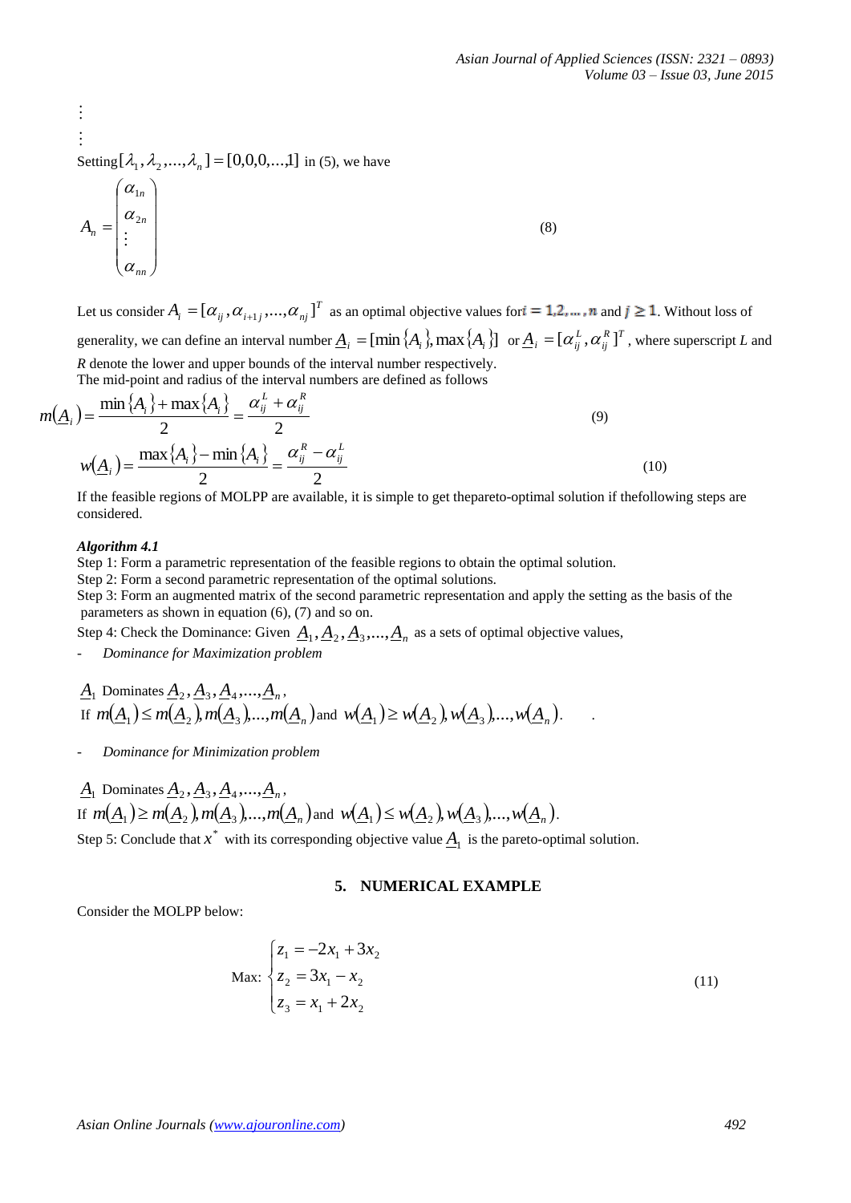⋮

⋮

Setting $[\lambda_1, \lambda_2, ..., \lambda_n] = [0,0,0,...,1]$ in (5), we have

$$A_n = \begin{pmatrix} \alpha_{1n} \\ \alpha_{2n} \\ \vdots \\ \alpha_{nn} \end{pmatrix} \quad (8)$$

Let us consider $A_i = [\alpha_{ij}, \alpha_{i+1j}, ..., \alpha_{nj}]^T$ as an optimal objective values for $i = 1,2,...,n$ and $j \geq 1$. Without loss of generality, we can define an interval number $\underline{A}_i = [\min\{A_i\}, \max\{A_i\}]$ or $\underline{A}_i = [\alpha_{ij}^L, \alpha_{ij}^R]^T$, where superscript $L$ and $R$ denote the lower and upper bounds of the interval number respectively.
The mid-point and radius of the interval numbers are defined as follows

$$m(\underline{A}_i) = \frac{\min\{A_i\} + \max\{A_i\}}{2} = \frac{\alpha_{ij}^L + \alpha_{ij}^R}{2} \quad (9)$$

$$w(\underline{A}_i) = \frac{\max\{A_i\} - \min\{A_i\}}{2} = \frac{\alpha_{ij}^R - \alpha_{ij}^L}{2} \quad (10)$$

If the feasible regions of MOLPP are available, it is simple to get thepareto-optimal solution if thefollowing steps are considered.

***Algorithm 4.1***

Step 1: Form a parametric representation of the feasible regions to obtain the optimal solution.
Step 2: Form a second parametric representation of the optimal solutions.
Step 3: Form an augmented matrix of the second parametric representation and apply the setting as the basis of the parameters as shown in equation (6), (7) and so on.
Step 4: Check the Dominance: Given $\underline{A}_1, \underline{A}_2, \underline{A}_3, ..., \underline{A}_n$ as a sets of optimal objective values,

- *Dominance for Maximization problem*

$\underline{A}_1$ Dominates $\underline{A}_2, \underline{A}_3, \underline{A}_4, ..., \underline{A}_n$,
If $m(\underline{A}_1) \leq m(\underline{A}_2), m(\underline{A}_3), ..., m(\underline{A}_n)$ and $w(\underline{A}_1) \geq w(\underline{A}_2), w(\underline{A}_3), ..., w(\underline{A}_n)$.

- *Dominance for Minimization problem*

$\underline{A}_1$ Dominates $\underline{A}_2, \underline{A}_3, \underline{A}_4, ..., \underline{A}_n$,
If $m(\underline{A}_1) \geq m(\underline{A}_2), m(\underline{A}_3), ..., m(\underline{A}_n)$ and $w(\underline{A}_1) \leq w(\underline{A}_2), w(\underline{A}_3), ..., w(\underline{A}_n)$.

Step 5: Conclude that $x^*$ with its corresponding objective value $\underline{A}_1$ is the pareto-optimal solution.

## 5. NUMERICAL EXAMPLE

Consider the MOLPP below:

$$\text{Max: } \begin{cases} z_1 = -2x_1 + 3x_2 \\ z_2 = 3x_1 - x_2 \\ z_3 = x_1 + 2x_2 \end{cases} \quad (11)$$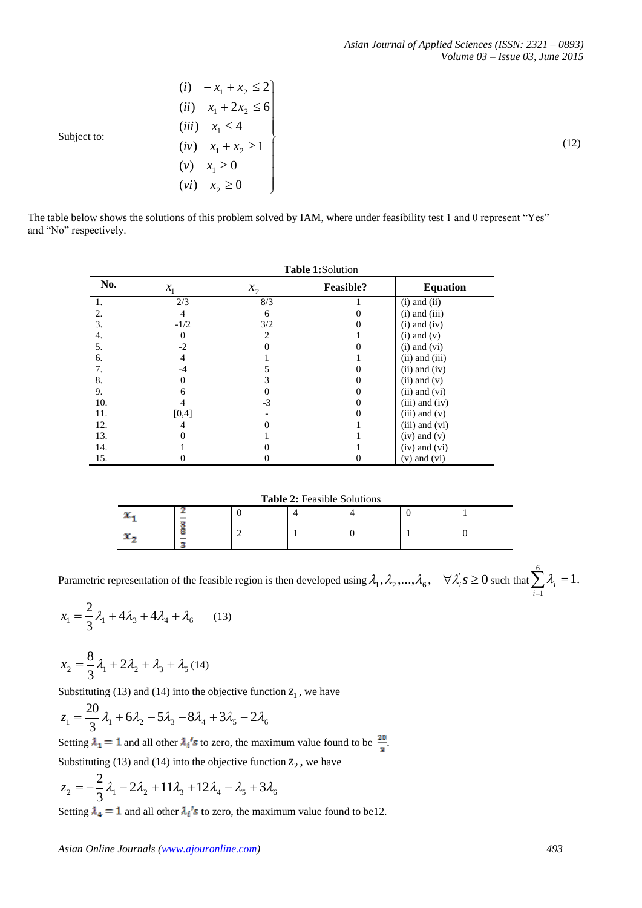Subject to:

$$
\left.
\begin{array}{ll}
(i) & -x_1 + x_2 \le 2 \\
(ii) & x_1 + 2x_2 \le 6 \\
(iii) & x_1 \le 4 \\
(iv) & x_1 + x_2 \ge 1 \\
(v) & x_1 \ge 0 \\
(vi) & x_2 \ge 0
\end{array}
\right\} \quad (12)
$$

The table below shows the solutions of this problem solved by IAM, where under feasibility test 1 and 0 represent “Yes” and “No” respectively.

**Table 1:** Solution

| No. | $x_1$ | $x_2$ | Feasible? | Equation |
|---|---|---|---|---|
| 1. | 2/3 | 8/3 | 1 | (i) and (ii) |
| 2. | 4 | 6 | 0 | (i) and (iii) |
| 3. | -1/2 | 3/2 | 0 | (i) and (iv) |
| 4. | 0 | 2 | 1 | (i) and (v) |
| 5. | -2 | 0 | 0 | (i) and (vi) |
| 6. | 4 | 1 | 1 | (ii) and (iii) |
| 7. | -4 | 5 | 0 | (ii) and (iv) |
| 8. | 0 | 3 | 0 | (ii) and (v) |
| 9. | 6 | 0 | 0 | (ii) and (vi) |
| 10. | 4 | -3 | 0 | (iii) and (iv) |
| 11. | [0,4] | - | 0 | (iii) and (v) |
| 12. | 4 | 0 | 1 | (iii) and (vi) |
| 13. | 0 | 1 | 1 | (iv) and (v) |
| 14. | 1 | 0 | 1 | (iv) and (vi) |
| 15. | 0 | 0 | 0 | (v) and (vi) |

**Table 2:** Feasible Solutions

| | | | | | | |
|---|---|---|---|---|---|---|
| $x_1$ | $\frac{2}{3}$ | 0 | 4 | 4 | 0 | 1 |
| $x_2$ | $\frac{8}{3}$ | 2 | 1 | 0 | 1 | 0 |

Parametric representation of the feasible region is then developed using $\lambda_1, \lambda_2, \ldots, \lambda_6, \quad \forall \lambda_i' s \ge 0$ such that $\sum_{i=1}^{6} \lambda_i = 1.$

$$x_1 = \frac{2}{3}\lambda_1 + 4\lambda_3 + 4\lambda_4 + \lambda_6 \qquad (13)$$

$$x_2 = \frac{8}{3}\lambda_1 + 2\lambda_2 + \lambda_3 + \lambda_5 \; (14)$$

Substituting (13) and (14) into the objective function $z_1$, we have

$$z_1 = \frac{20}{3}\lambda_1 + 6\lambda_2 - 5\lambda_3 - 8\lambda_4 + 3\lambda_5 - 2\lambda_6$$

Setting $\lambda_1 = 1$ and all other $\lambda_i's$ to zero, the maximum value found to be $\frac{20}{3}$.

Substituting (13) and (14) into the objective function $z_2$, we have

$$z_2 = -\frac{2}{3}\lambda_1 - 2\lambda_2 + 11\lambda_3 + 12\lambda_4 - \lambda_5 + 3\lambda_6$$

Setting $\lambda_4 = 1$ and all other $\lambda_i's$ to zero, the maximum value found to be12.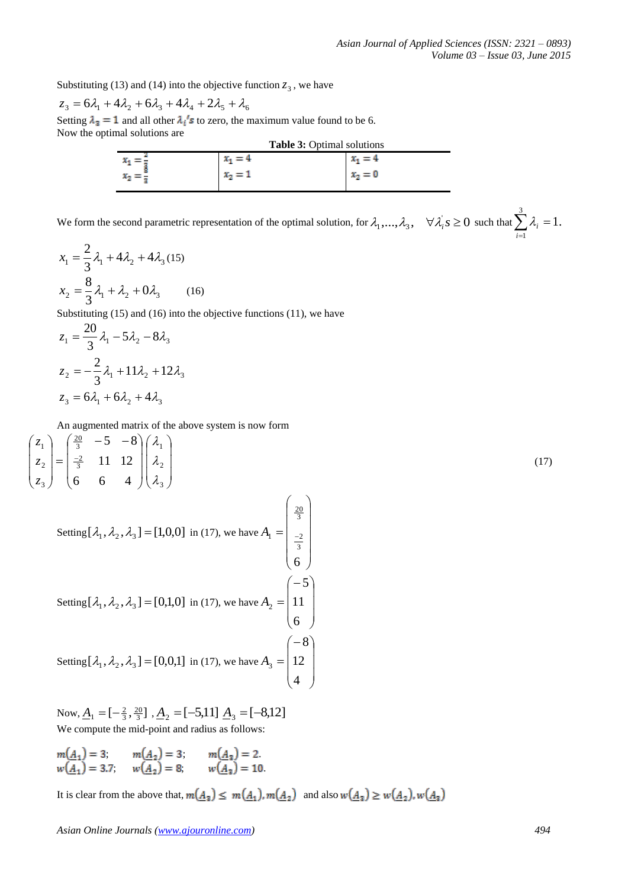Substituting (13) and (14) into the objective function $z_3$, we have

$$z_3 = 6\lambda_1 + 4\lambda_2 + 6\lambda_3 + 4\lambda_4 + 2\lambda_5 + \lambda_6$$

Setting $\lambda_3 = 1$ and all other $\lambda_i's$ to zero, the maximum value found to be 6.
Now the optimal solutions are

**Table 3:** Optimal solutions

| | | |
|---|---|---|
| $x_1 = \frac{2}{3}$ <br> $x_2 = \frac{8}{3}$ | $x_1 = 4$ <br> $x_2 = 1$ | $x_1 = 4$ <br> $x_2 = 0$ |

We form the second parametric representation of the optimal solution, for $\lambda_1, ..., \lambda_3, \quad \forall \lambda_i^{'}s \geq 0$ such that $\sum_{i=1}^{3} \lambda_i = 1.$

$$x_1 = \frac{2}{3}\lambda_1 + 4\lambda_2 + 4\lambda_3 \quad (15)$$

$$x_2 = \frac{8}{3}\lambda_1 + \lambda_2 + 0\lambda_3 \quad (16)$$

Substituting (15) and (16) into the objective functions (11), we have

$$z_1 = \frac{20}{3}\lambda_1 - 5\lambda_2 - 8\lambda_3$$

$$z_2 = -\frac{2}{3}\lambda_1 + 11\lambda_2 + 12\lambda_3$$

$$z_3 = 6\lambda_1 + 6\lambda_2 + 4\lambda_3$$

An augmented matrix of the above system is now form

$$\begin{pmatrix} z_1 \\ z_2 \\ z_3 \end{pmatrix} = \begin{pmatrix} \frac{20}{3} & -5 & -8 \\ \frac{-2}{3} & 11 & 12 \\ 6 & 6 & 4 \end{pmatrix} \begin{pmatrix} \lambda_1 \\ \lambda_2 \\ \lambda_3 \end{pmatrix} \quad (17)$$

Setting $[\lambda_1, \lambda_2, \lambda_3] = [1,0,0]$ in (17), we have $A_1 = \begin{pmatrix} \frac{20}{3} \\ \frac{-2}{3} \\ 6 \end{pmatrix}$

Setting $[\lambda_1, \lambda_2, \lambda_3] = [0,1,0]$ in (17), we have $A_2 = \begin{pmatrix} -5 \\ 11 \\ 6 \end{pmatrix}$

Setting $[\lambda_1, \lambda_2, \lambda_3] = [0,0,1]$ in (17), we have $A_3 = \begin{pmatrix} -8 \\ 12 \\ 4 \end{pmatrix}$

Now, $\underline{A}_1 = [-\frac{2}{3}, \frac{20}{3}]$ , $\underline{A}_2 = [-5,11]$ $\underline{A}_3 = [-8,12]$
We compute the mid-point and radius as follows:

$m(\underline{A}_1) = 3; \quad m(\underline{A}_2) = 3; \quad m(\underline{A}_3) = 2.$
$w(\underline{A}_1) = 3.7; \quad w(\underline{A}_2) = 8; \quad w(\underline{A}_3) = 10.$

It is clear from the above that, $m(\underline{A}_3) \leq m(\underline{A}_1), m(\underline{A}_2)$ and also $w(\underline{A}_3) \geq w(\underline{A}_2), w(\underline{A}_3)$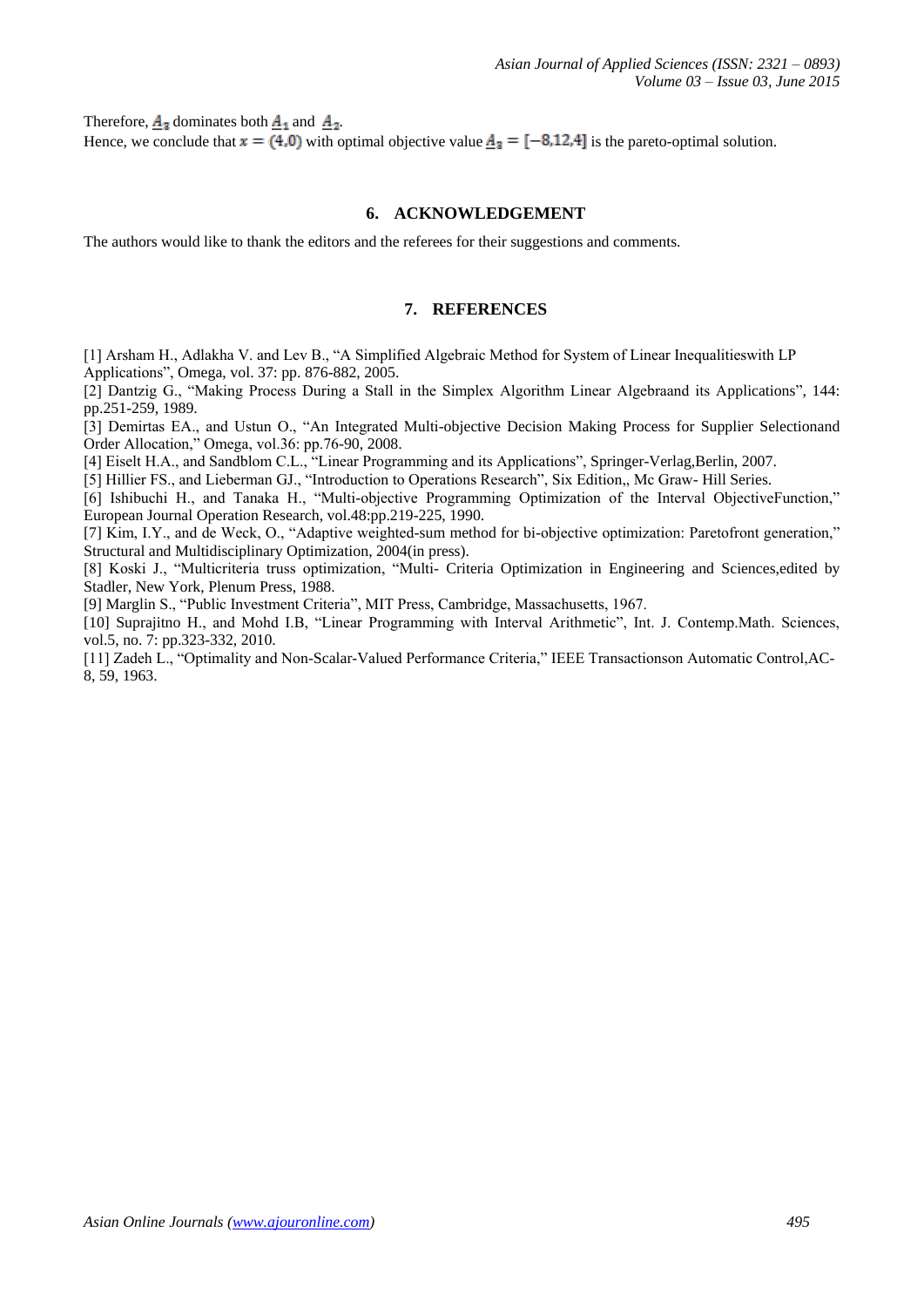Therefore, $\underline{A}_3$ dominates both $\underline{A}_1$ and $\underline{A}_2$.
Hence, we conclude that $x = (4,0)$ with optimal objective value $\underline{A}_3 = [-8,12,4]$ is the pareto-optimal solution.

## 6. ACKNOWLEDGEMENT

The authors would like to thank the editors and the referees for their suggestions and comments.

## 7. REFERENCES

[1] Arsham H., Adlakha V. and Lev B., "A Simplified Algebraic Method for System of Linear Inequalitieswith LP Applications", Omega, vol. 37: pp. 876-882, 2005.

[2] Dantzig G., "Making Process During a Stall in the Simplex Algorithm Linear Algebraand its Applications", 144: pp.251-259, 1989.

[3] Demirtas EA., and Ustun O., "An Integrated Multi-objective Decision Making Process for Supplier Selectionand Order Allocation," Omega, vol.36: pp.76-90, 2008.

[4] Eiselt H.A., and Sandblom C.L., "Linear Programming and its Applications", Springer-Verlag,Berlin, 2007.

[5] Hillier FS., and Lieberman GJ., "Introduction to Operations Research", Six Edition,, Mc Graw- Hill Series.

[6] Ishibuchi H., and Tanaka H., "Multi-objective Programming Optimization of the Interval ObjectiveFunction," European Journal Operation Research, vol.48:pp.219-225, 1990.

[7] Kim, I.Y., and de Weck, O., "Adaptive weighted-sum method for bi-objective optimization: Paretofront generation," Structural and Multidisciplinary Optimization, 2004(in press).

[8] Koski J., "Multicriteria truss optimization, "Multi- Criteria Optimization in Engineering and Sciences,edited by Stadler, New York, Plenum Press, 1988.

[9] Marglin S., "Public Investment Criteria", MIT Press, Cambridge, Massachusetts, 1967.

[10] Suprajitno H., and Mohd I.B, "Linear Programming with Interval Arithmetic", Int. J. Contemp.Math. Sciences, vol.5, no. 7: pp.323-332, 2010.

[11] Zadeh L., "Optimality and Non-Scalar-Valued Performance Criteria," IEEE Transactionson Automatic Control,AC-8, 59, 1963.